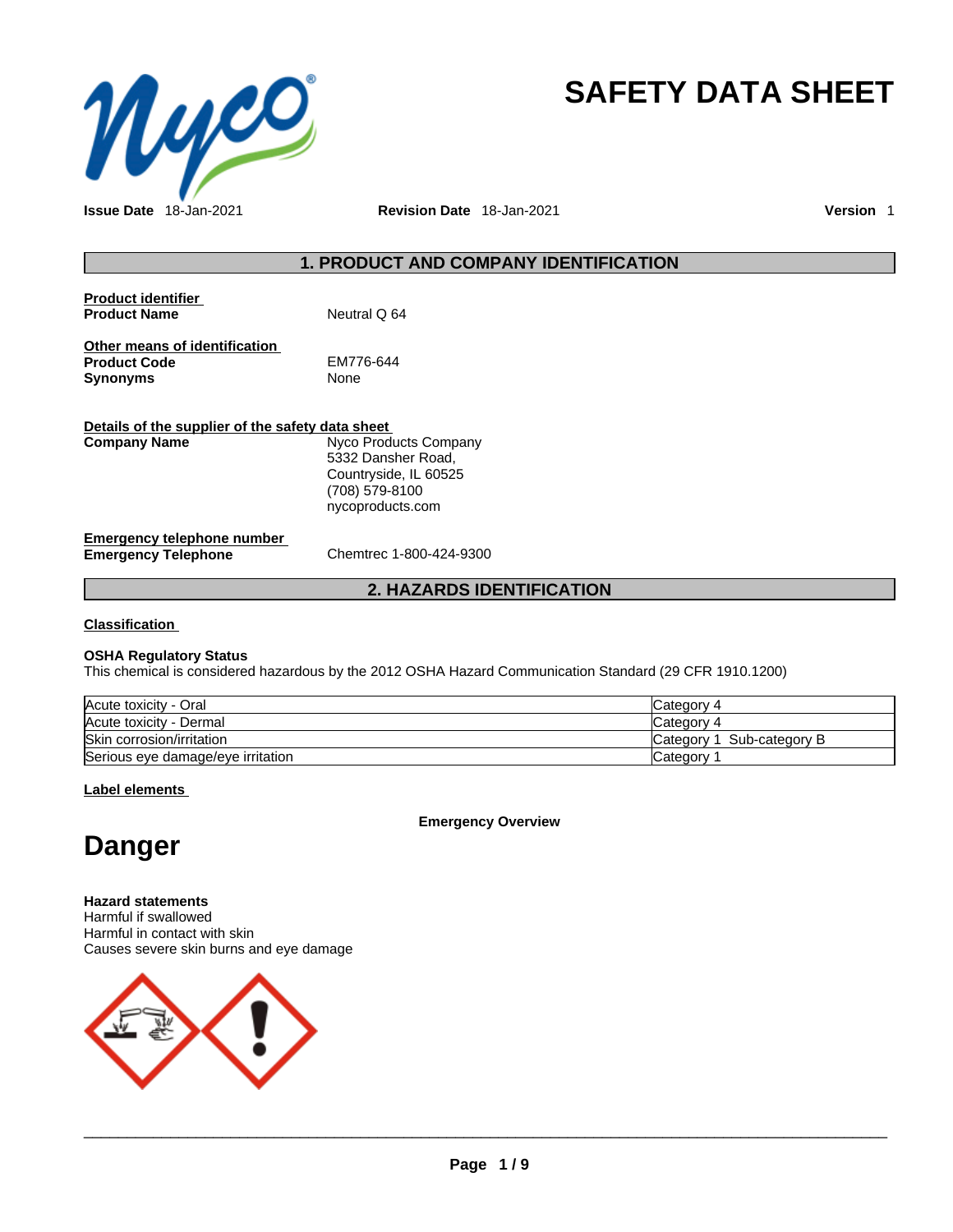# SAFETY DATA SHEET

**Issue Date** 18-Jan-2021 **Revision Date** 18-Jan-2021 **Version** 1

## 1. PRODUCT AND COMPANY IDENTIFICATION

**Product identifier**

**Product Name** Neutral Q 64

**Other means of identification**

**Product Code** EM776-644

**Synonyms** None

**Details of the supplier of the safety data sheet**

**Company Name** Nyco Products Company
5332 Dansher Road,
Countryside, IL 60525
(708) 579-8100
nycoproducts.com

**Emergency telephone number**

**Emergency Telephone** Chemtrec 1-800-424-9300

## 2. HAZARDS IDENTIFICATION

**Classification**

**OSHA Regulatory Status**

This chemical is considered hazardous by the 2012 OSHA Hazard Communication Standard (29 CFR 1910.1200)

| | |
|---|---|
| Acute toxicity - Oral | Category 4 |
| Acute toxicity - Dermal | Category 4 |
| Skin corrosion/irritation | Category 1 Sub-category B |
| Serious eye damage/eye irritation | Category 1 |

**Label elements**

**Emergency Overview**

# Danger

**Hazard statements**

Harmful if swallowed
Harmful in contact with skin
Causes severe skin burns and eye damage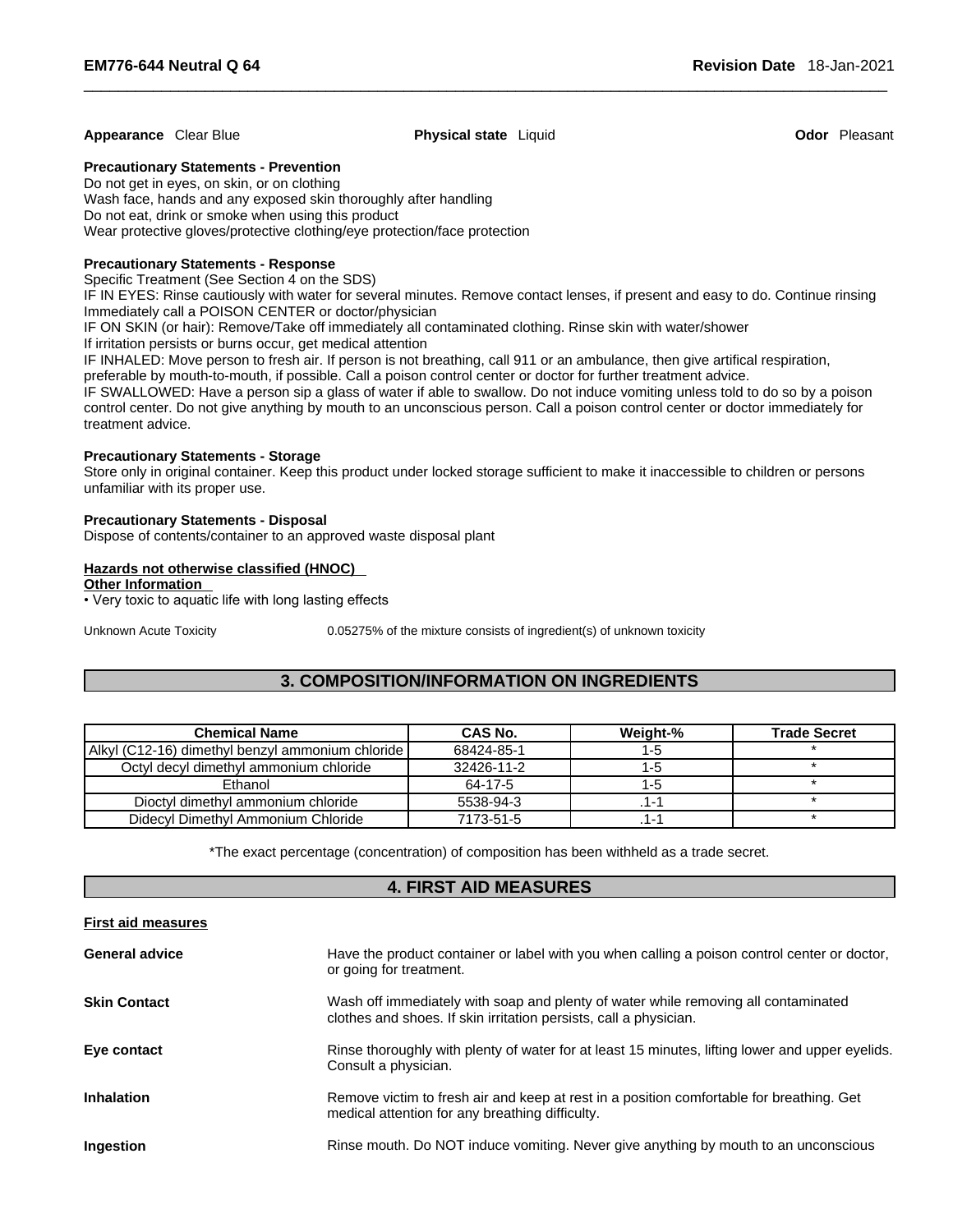**Appearance** Clear Blue **Physical state** Liquid **Odor** Pleasant

**Precautionary Statements - Prevention**

Do not get in eyes, on skin, or on clothing
Wash face, hands and any exposed skin thoroughly after handling
Do not eat, drink or smoke when using this product
Wear protective gloves/protective clothing/eye protection/face protection

**Precautionary Statements - Response**

Specific Treatment (See Section 4 on the SDS)
IF IN EYES: Rinse cautiously with water for several minutes. Remove contact lenses, if present and easy to do. Continue rinsing
Immediately call a POISON CENTER or doctor/physician
IF ON SKIN (or hair): Remove/Take off immediately all contaminated clothing. Rinse skin with water/shower
If irritation persists or burns occur, get medical attention
IF INHALED: Move person to fresh air. If person is not breathing, call 911 or an ambulance, then give artifical respiration, preferable by mouth-to-mouth, if possible. Call a poison control center or doctor for further treatment advice.
IF SWALLOWED: Have a person sip a glass of water if able to swallow. Do not induce vomiting unless told to do so by a poison control center. Do not give anything by mouth to an unconscious person. Call a poison control center or doctor immediately for treatment advice.

**Precautionary Statements - Storage**

Store only in original container. Keep this product under locked storage sufficient to make it inaccessible to children or persons unfamiliar with its proper use.

**Precautionary Statements - Disposal**

Dispose of contents/container to an approved waste disposal plant

**Hazards not otherwise classified (HNOC)**

**Other Information**

• Very toxic to aquatic life with long lasting effects

Unknown Acute Toxicity 0.05275% of the mixture consists of ingredient(s) of unknown toxicity

## 3. COMPOSITION/INFORMATION ON INGREDIENTS

| Chemical Name | CAS No. | Weight-% | Trade Secret |
| --- | --- | --- | --- |
| Alkyl (C12-16) dimethyl benzyl ammonium chloride | 68424-85-1 | 1-5 | * |
| Octyl decyl dimethyl ammonium chloride | 32426-11-2 | 1-5 | * |
| Ethanol | 64-17-5 | 1-5 | * |
| Dioctyl dimethyl ammonium chloride | 5538-94-3 | .1-1 | * |
| Didecyl Dimethyl Ammonium Chloride | 7173-51-5 | .1-1 | * |

*The exact percentage (concentration) of composition has been withheld as a trade secret.

## 4. FIRST AID MEASURES

**First aid measures**

**General advice** Have the product container or label with you when calling a poison control center or doctor, or going for treatment.

**Skin Contact** Wash off immediately with soap and plenty of water while removing all contaminated clothes and shoes. If skin irritation persists, call a physician.

**Eye contact** Rinse thoroughly with plenty of water for at least 15 minutes, lifting lower and upper eyelids. Consult a physician.

**Inhalation** Remove victim to fresh air and keep at rest in a position comfortable for breathing. Get medical attention for any breathing difficulty.

**Ingestion** Rinse mouth. Do NOT induce vomiting. Never give anything by mouth to an unconscious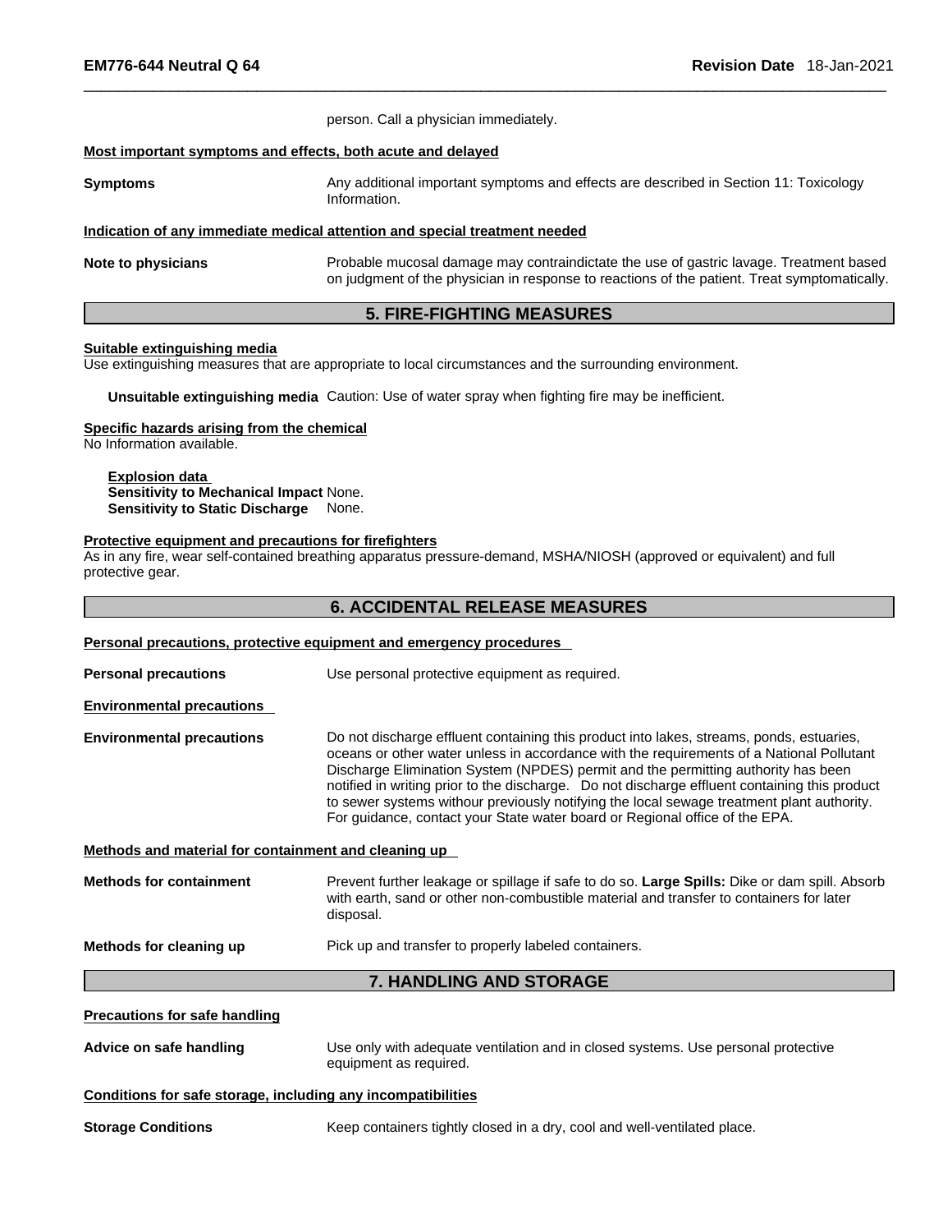person. Call a physician immediately.

**Most important symptoms and effects, both acute and delayed**

**Symptoms** Any additional important symptoms and effects are described in Section 11: Toxicology Information.

**Indication of any immediate medical attention and special treatment needed**

**Note to physicians** Probable mucosal damage may contraindictate the use of gastric lavage. Treatment based on judgment of the physician in response to reactions of the patient. Treat symptomatically.

## 5. FIRE-FIGHTING MEASURES

**Suitable extinguishing media**
Use extinguishing measures that are appropriate to local circumstances and the surrounding environment.

**Unsuitable extinguishing media** Caution: Use of water spray when fighting fire may be inefficient.

**Specific hazards arising from the chemical**
No Information available.

**Explosion data**
**Sensitivity to Mechanical Impact** None.
**Sensitivity to Static Discharge** None.

**Protective equipment and precautions for firefighters**
As in any fire, wear self-contained breathing apparatus pressure-demand, MSHA/NIOSH (approved or equivalent) and full protective gear.

## 6. ACCIDENTAL RELEASE MEASURES

**Personal precautions, protective equipment and emergency procedures**

**Personal precautions** Use personal protective equipment as required.

**Environmental precautions**

**Environmental precautions** Do not discharge effluent containing this product into lakes, streams, ponds, estuaries, oceans or other water unless in accordance with the requirements of a National Pollutant Discharge Elimination System (NPDES) permit and the permitting authority has been notified in writing prior to the discharge. Do not discharge effluent containing this product to sewer systems withour previously notifying the local sewage treatment plant authority. For guidance, contact your State water board or Regional office of the EPA.

**Methods and material for containment and cleaning up**

**Methods for containment** Prevent further leakage or spillage if safe to do so. **Large Spills:** Dike or dam spill. Absorb with earth, sand or other non-combustible material and transfer to containers for later disposal.

**Methods for cleaning up** Pick up and transfer to properly labeled containers.

## 7. HANDLING AND STORAGE

**Precautions for safe handling**

**Advice on safe handling** Use only with adequate ventilation and in closed systems. Use personal protective equipment as required.

**Conditions for safe storage, including any incompatibilities**

**Storage Conditions** Keep containers tightly closed in a dry, cool and well-ventilated place.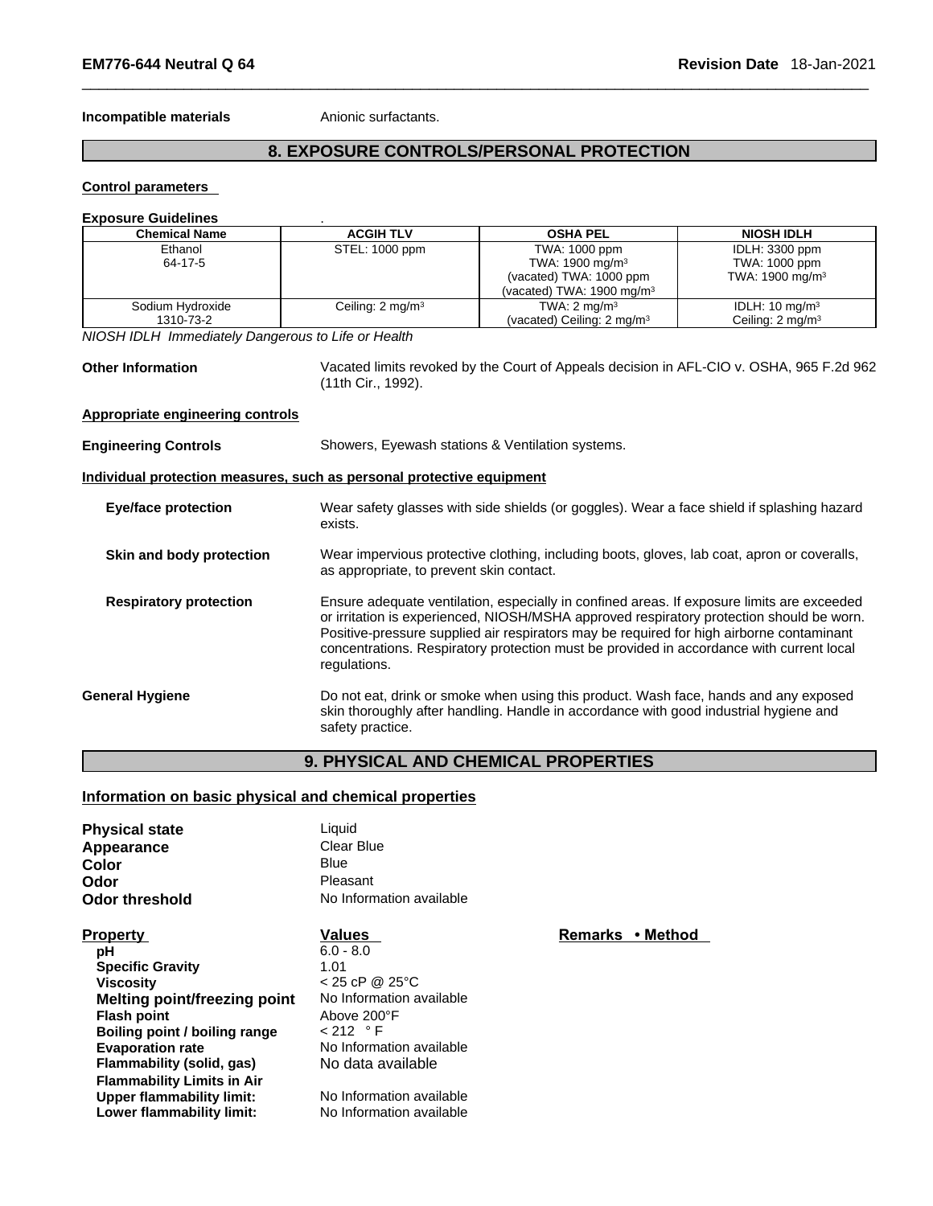**Incompatible materials** Anionic surfactants.

## 8. EXPOSURE CONTROLS/PERSONAL PROTECTION

**Control parameters**

**Exposure Guidelines** .

| Chemical Name | ACGIH TLV | OSHA PEL | NIOSH IDLH |
|---|---|---|---|
| Ethanol<br>64-17-5 | STEL: 1000 ppm | TWA: 1000 ppm<br>TWA: 1900 $mg/m^3$<br>(vacated) TWA: 1000 ppm<br>(vacated) TWA: 1900 $mg/m^3$ | IDLH: 3300 ppm<br>TWA: 1000 ppm<br>TWA: 1900 $mg/m^3$ |
| Sodium Hydroxide<br>1310-73-2 | Ceiling: 2 $mg/m^3$ | TWA: 2 $mg/m^3$<br>(vacated) Ceiling: 2 $mg/m^3$ | IDLH: 10 $mg/m^3$<br>Ceiling: 2 $mg/m^3$ |

*NIOSH IDLH Immediately Dangerous to Life or Health*

**Other Information** Vacated limits revoked by the Court of Appeals decision in AFL-CIO v. OSHA, 965 F.2d 962 (11th Cir., 1992).

**Appropriate engineering controls**

**Engineering Controls** Showers, Eyewash stations & Ventilation systems.

**Individual protection measures, such as personal protective equipment**

**Eye/face protection** Wear safety glasses with side shields (or goggles). Wear a face shield if splashing hazard exists.

**Skin and body protection** Wear impervious protective clothing, including boots, gloves, lab coat, apron or coveralls, as appropriate, to prevent skin contact.

**Respiratory protection** Ensure adequate ventilation, especially in confined areas. If exposure limits are exceeded or irritation is experienced, NIOSH/MSHA approved respiratory protection should be worn. Positive-pressure supplied air respirators may be required for high airborne contaminant concentrations. Respiratory protection must be provided in accordance with current local regulations.

**General Hygiene** Do not eat, drink or smoke when using this product. Wash face, hands and any exposed skin thoroughly after handling. Handle in accordance with good industrial hygiene and safety practice.

## 9. PHYSICAL AND CHEMICAL PROPERTIES

**Information on basic physical and chemical properties**

**Physical state** Liquid
**Appearance** Clear Blue
**Color** Blue
**Odor** Pleasant
**Odor threshold** No Information available

| Property | Values | Remarks • Method |
|---|---|---|
| **pH** | 6.0 - 8.0 | |
| **Specific Gravity** | 1.01 | |
| **Viscosity** | < 25 cP @ 25°C | |
| **Melting point/freezing point** | No Information available | |
| **Flash point** | Above 200°F | |
| **Boiling point / boiling range** | < 212 °F | |
| **Evaporation rate** | No Information available | |
| **Flammability (solid, gas)** | No data available | |
| **Flammability Limits in Air** | | |
| **Upper flammability limit:** | No Information available | |
| **Lower flammability limit:** | No Information available | |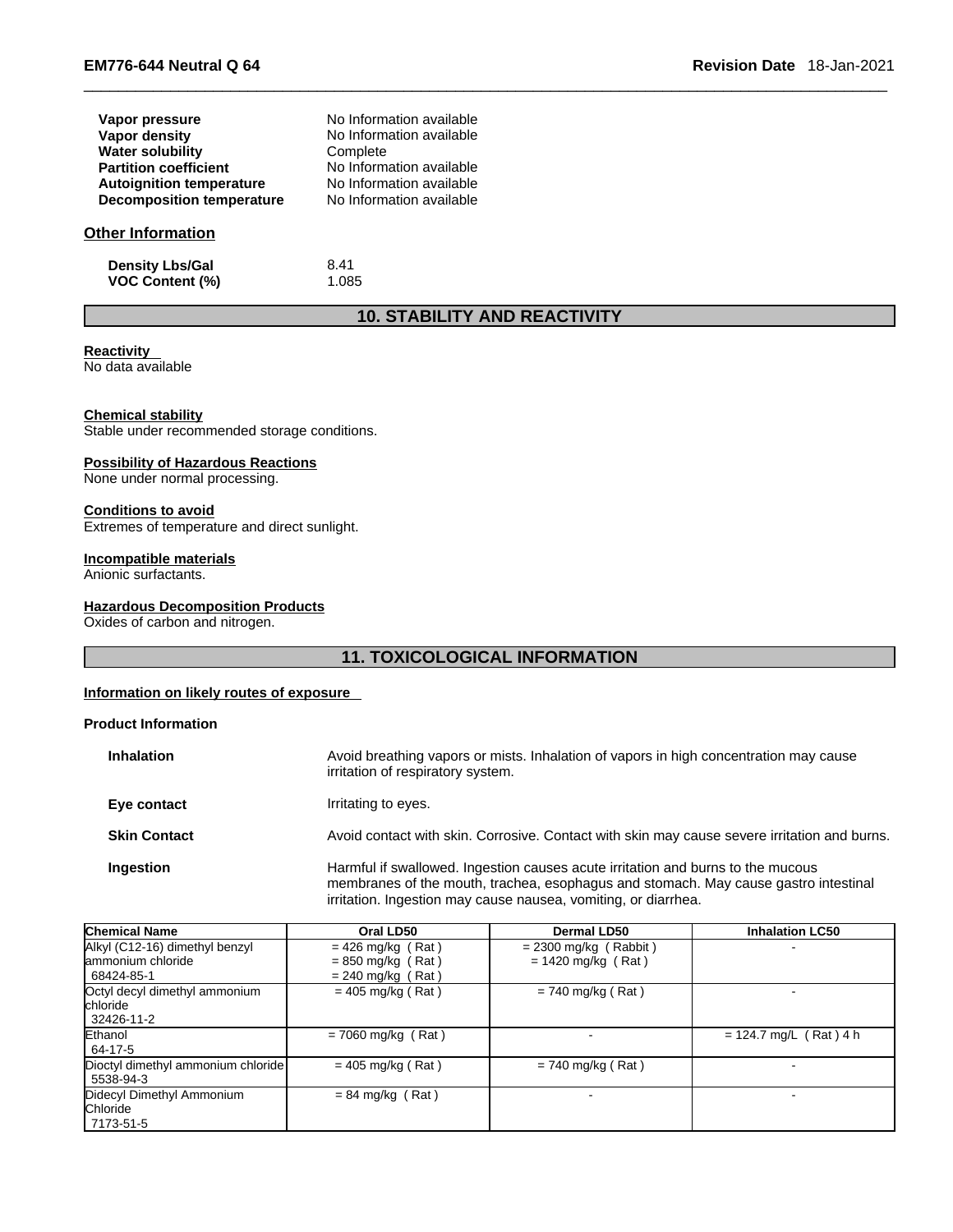| | |
|---|---|
| **Vapor pressure** | No Information available |
| **Vapor density** | No Information available |
| **Water solubility** | Complete |
| **Partition coefficient** | No Information available |
| **Autoignition temperature** | No Information available |
| **Decomposition temperature** | No Information available |

### Other Information

| | |
|---|---|
| **Density Lbs/Gal** | 8.41 |
| **VOC Content (%)** | 1.085 |

## 10. STABILITY AND REACTIVITY

**Reactivity**
No data available

**Chemical stability**
Stable under recommended storage conditions.

**Possibility of Hazardous Reactions**
None under normal processing.

**Conditions to avoid**
Extremes of temperature and direct sunlight.

**Incompatible materials**
Anionic surfactants.

**Hazardous Decomposition Products**
Oxides of carbon and nitrogen.

## 11. TOXICOLOGICAL INFORMATION

**Information on likely routes of exposure**

**Product Information**

| | |
|---|---|
| **Inhalation** | Avoid breathing vapors or mists. Inhalation of vapors in high concentration may cause irritation of respiratory system. |
| **Eye contact** | Irritating to eyes. |
| **Skin Contact** | Avoid contact with skin. Corrosive. Contact with skin may cause severe irritation and burns. |
| **Ingestion** | Harmful if swallowed. Ingestion causes acute irritation and burns to the mucous membranes of the mouth, trachea, esophagus and stomach. May cause gastro intestinal irritation. Ingestion may cause nausea, vomiting, or diarrhea. |

| Chemical Name | Oral LD50 | Dermal LD50 | Inhalation LC50 |
|---|---|---|---|
| Alkyl (C12-16) dimethyl benzyl ammonium chloride 68424-85-1 | = 426 mg/kg ( Rat ) = 850 mg/kg ( Rat ) = 240 mg/kg ( Rat ) | = 2300 mg/kg ( Rabbit ) = 1420 mg/kg ( Rat ) | - |
| Octyl decyl dimethyl ammonium chloride 32426-11-2 | = 405 mg/kg ( Rat ) | = 740 mg/kg ( Rat ) | - |
| Ethanol 64-17-5 | = 7060 mg/kg ( Rat ) | - | = 124.7 mg/L ( Rat ) 4 h |
| Dioctyl dimethyl ammonium chloride 5538-94-3 | = 405 mg/kg ( Rat ) | = 740 mg/kg ( Rat ) | - |
| Didecyl Dimethyl Ammonium Chloride 7173-51-5 | = 84 mg/kg ( Rat ) | - | - |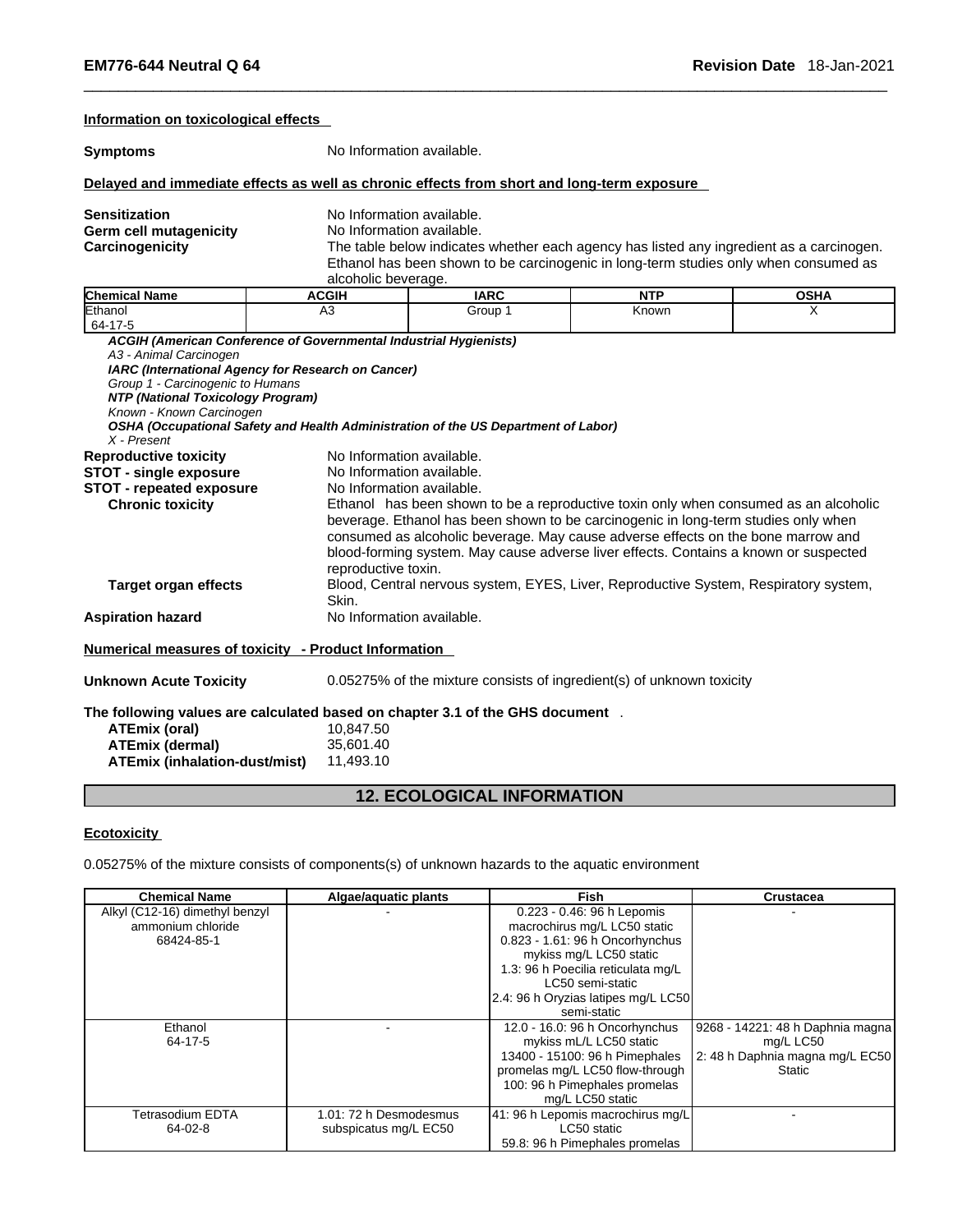**Information on toxicological effects**

**Symptoms** No Information available.

**Delayed and immediate effects as well as chronic effects from short and long-term exposure**

**Sensitization** No Information available.
**Germ cell mutagenicity** No Information available.
**Carcinogenicity** The table below indicates whether each agency has listed any ingredient as a carcinogen. Ethanol has been shown to be carcinogenic in long-term studies only when consumed as alcoholic beverage.

| Chemical Name | ACGIH | IARC | NTP | OSHA |
|---|---|---|---|---|
| Ethanol 64-17-5 | A3 | Group 1 | Known | X |

***ACGIH (American Conference of Governmental Industrial Hygienists)***
*A3 - Animal Carcinogen*
***IARC (International Agency for Research on Cancer)***
*Group 1 - Carcinogenic to Humans*
***NTP (National Toxicology Program)***
*Known - Known Carcinogen*
***OSHA (Occupational Safety and Health Administration of the US Department of Labor)***
*X - Present*

**Reproductive toxicity** No Information available.
**STOT - single exposure** No Information available.
**STOT - repeated exposure** No Information available.
**Chronic toxicity** Ethanol has been shown to be a reproductive toxin only when consumed as an alcoholic beverage. Ethanol has been shown to be carcinogenic in long-term studies only when consumed as alcoholic beverage. May cause adverse effects on the bone marrow and blood-forming system. May cause adverse liver effects. Contains a known or suspected reproductive toxin.
**Target organ effects** Blood, Central nervous system, EYES, Liver, Reproductive System, Respiratory system, Skin.
**Aspiration hazard** No Information available.

**Numerical measures of toxicity - Product Information**

**Unknown Acute Toxicity** 0.05275% of the mixture consists of ingredient(s) of unknown toxicity

**The following values are calculated based on chapter 3.1 of the GHS document** .

**ATEmix (oral)** 10,847.50
**ATEmix (dermal)** 35,601.40
**ATEmix (inhalation-dust/mist)** 11,493.10

## 12. ECOLOGICAL INFORMATION

**Ecotoxicity**

0.05275% of the mixture consists of components(s) of unknown hazards to the aquatic environment

| Chemical Name | Algae/aquatic plants | Fish | Crustacea |
|---|---|---|---|
| Alkyl (C12-16) dimethyl benzyl ammonium chloride 68424-85-1 | - | 0.223 - 0.46: 96 h Lepomis macrochirus mg/L LC50 static 0.823 - 1.61: 96 h Oncorhynchus mykiss mg/L LC50 static 1.3: 96 h Poecilia reticulata mg/L LC50 semi-static 2.4: 96 h Oryzias latipes mg/L LC50 semi-static | - |
| Ethanol 64-17-5 | - | 12.0 - 16.0: 96 h Oncorhynchus mykiss mL/L LC50 static 13400 - 15100: 96 h Pimephales promelas mg/L LC50 flow-through 100: 96 h Pimephales promelas mg/L LC50 static | 9268 - 14221: 48 h Daphnia magna mg/L LC50 2: 48 h Daphnia magna mg/L EC50 Static |
| Tetrasodium EDTA 64-02-8 | 1.01: 72 h Desmodesmus subspicatus mg/L EC50 | 41: 96 h Lepomis macrochirus mg/L LC50 static 59.8: 96 h Pimephales promelas | - |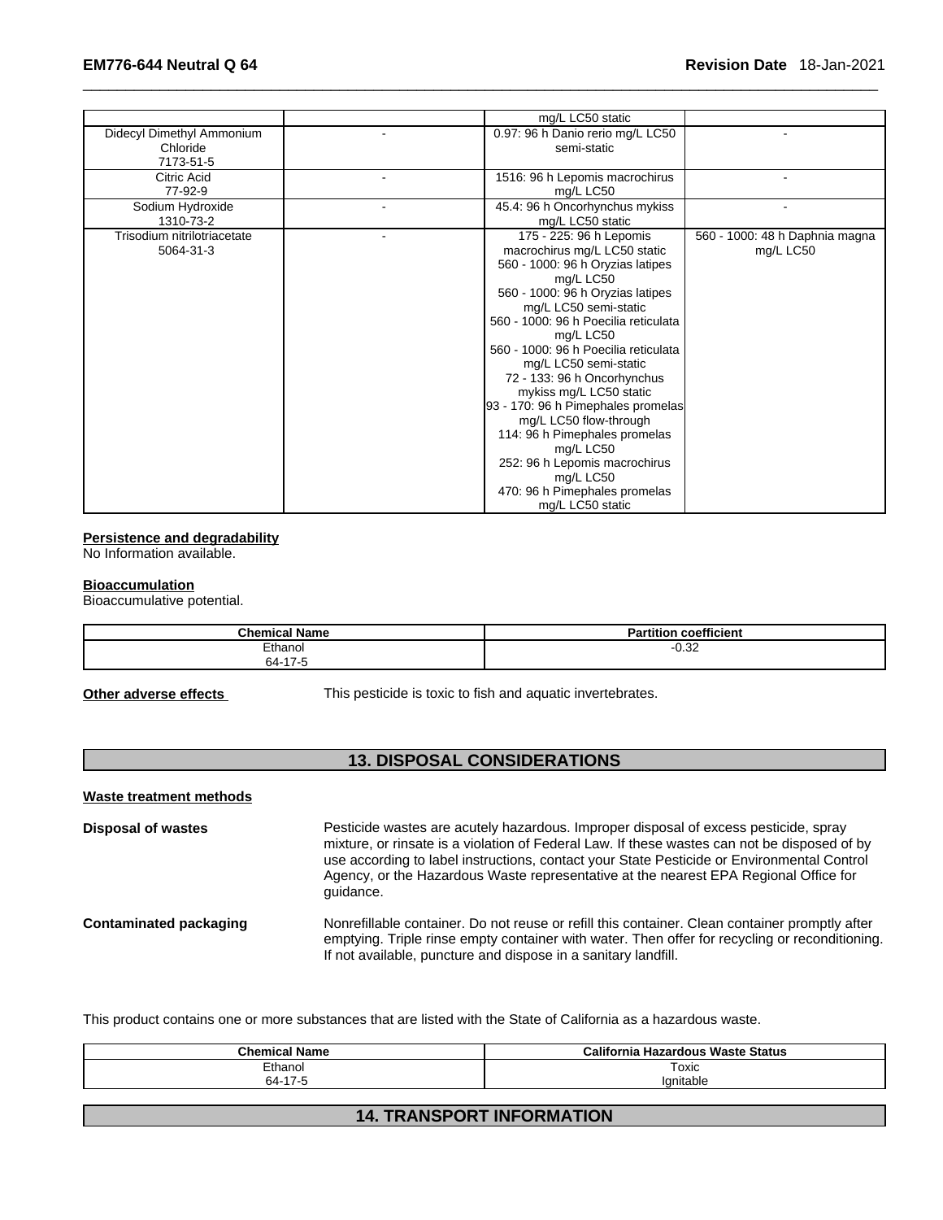| | | mg/L LC50 static | |
|---|---|---|---|
| Didecyl Dimethyl Ammonium Chloride 7173-51-5 | - | 0.97: 96 h Danio rerio mg/L LC50 semi-static | - |
| Citric Acid 77-92-9 | - | 1516: 96 h Lepomis macrochirus mg/L LC50 | - |
| Sodium Hydroxide 1310-73-2 | - | 45.4: 96 h Oncorhynchus mykiss mg/L LC50 static | - |
| Trisodium nitrilotriacetate 5064-31-3 | - | 175 - 225: 96 h Lepomis macrochirus mg/L LC50 static 560 - 1000: 96 h Oryzias latipes mg/L LC50 560 - 1000: 96 h Oryzias latipes mg/L LC50 semi-static 560 - 1000: 96 h Poecilia reticulata mg/L LC50 560 - 1000: 96 h Poecilia reticulata mg/L LC50 semi-static 72 - 133: 96 h Oncorhynchus mykiss mg/L LC50 static 93 - 170: 96 h Pimephales promelas mg/L LC50 flow-through 114: 96 h Pimephales promelas mg/L LC50 252: 96 h Lepomis macrochirus mg/L LC50 470: 96 h Pimephales promelas mg/L LC50 static | 560 - 1000: 48 h Daphnia magna mg/L LC50 |

**Persistence and degradability**

No Information available.

**Bioaccumulation**

Bioaccumulative potential.

| Chemical Name | Partition coefficient |
|---|---|
| Ethanol 64-17-5 | -0.32 |

**Other adverse effects** This pesticide is toxic to fish and aquatic invertebrates.

## 13. DISPOSAL CONSIDERATIONS

**Waste treatment methods**

**Disposal of wastes** Pesticide wastes are acutely hazardous. Improper disposal of excess pesticide, spray mixture, or rinsate is a violation of Federal Law. If these wastes can not be disposed of by use according to label instructions, contact your State Pesticide or Environmental Control Agency, or the Hazardous Waste representative at the nearest EPA Regional Office for guidance.

**Contaminated packaging** Nonrefillable container. Do not reuse or refill this container. Clean container promptly after emptying. Triple rinse empty container with water. Then offer for recycling or reconditioning. If not available, puncture and dispose in a sanitary landfill.

This product contains one or more substances that are listed with the State of California as a hazardous waste.

| Chemical Name | California Hazardous Waste Status |
|---|---|
| Ethanol 64-17-5 | Toxic Ignitable |

## 14. TRANSPORT INFORMATION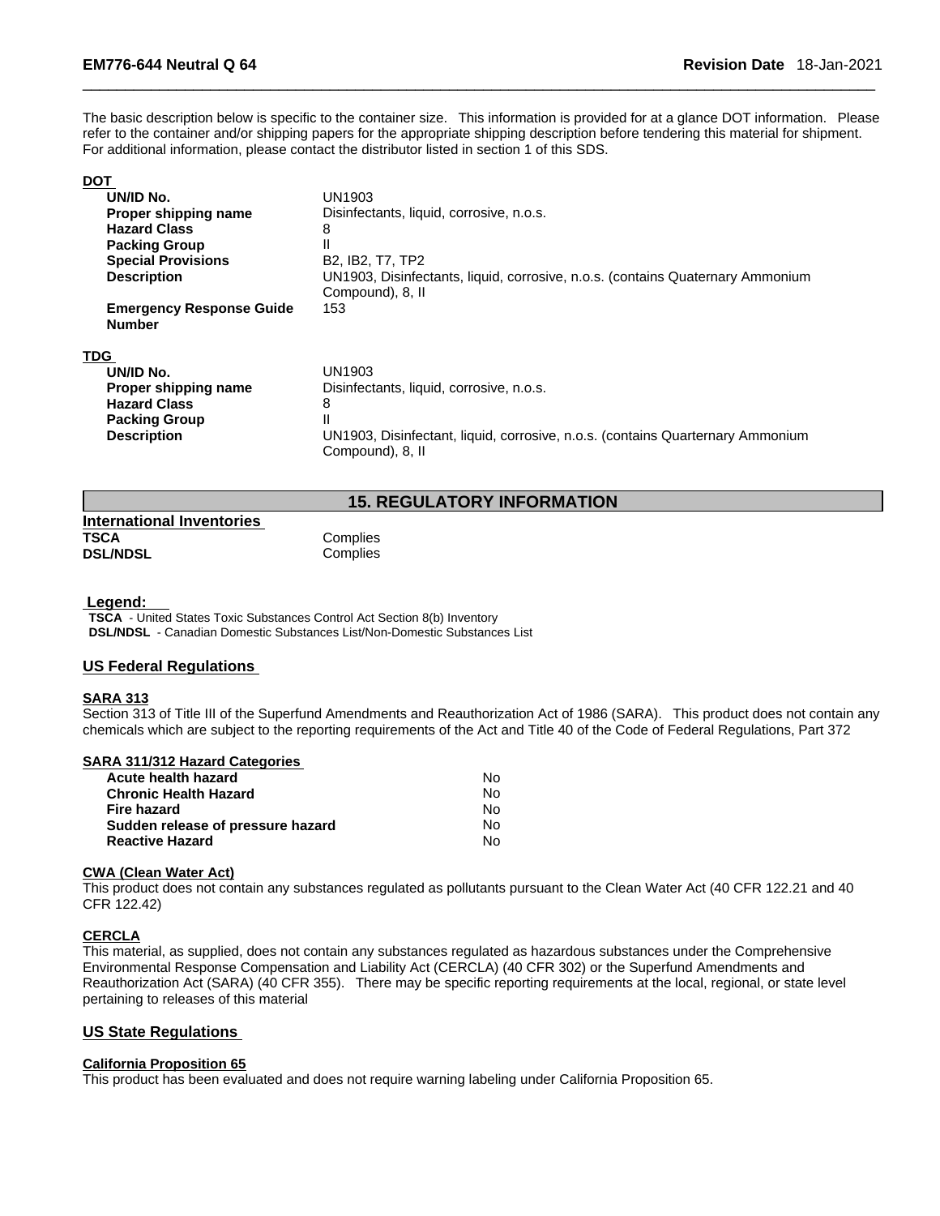The basic description below is specific to the container size. This information is provided for at a glance DOT information. Please refer to the container and/or shipping papers for the appropriate shipping description before tendering this material for shipment. For additional information, please contact the distributor listed in section 1 of this SDS.

**DOT**

| | |
|---|---|
| **UN/ID No.** | UN1903 |
| **Proper shipping name** | Disinfectants, liquid, corrosive, n.o.s. |
| **Hazard Class** | 8 |
| **Packing Group** | II |
| **Special Provisions** | B2, IB2, T7, TP2 |
| **Description** | UN1903, Disinfectants, liquid, corrosive, n.o.s. (contains Quaternary Ammonium Compound), 8, II |
| **Emergency Response Guide Number** | 153 |

**TDG**

| | |
|---|---|
| **UN/ID No.** | UN1903 |
| **Proper shipping name** | Disinfectants, liquid, corrosive, n.o.s. |
| **Hazard Class** | 8 |
| **Packing Group** | II |
| **Description** | UN1903, Disinfectant, liquid, corrosive, n.o.s. (contains Quarternary Ammonium Compound), 8, II |

## 15. REGULATORY INFORMATION

**International Inventories**

| | |
|---|---|
| **TSCA** | Complies |
| **DSL/NDSL** | Complies |

**Legend:**

**TSCA** - United States Toxic Substances Control Act Section 8(b) Inventory
**DSL/NDSL** - Canadian Domestic Substances List/Non-Domestic Substances List

### US Federal Regulations

**SARA 313**

Section 313 of Title III of the Superfund Amendments and Reauthorization Act of 1986 (SARA). This product does not contain any chemicals which are subject to the reporting requirements of the Act and Title 40 of the Code of Federal Regulations, Part 372

**SARA 311/312 Hazard Categories**

| | |
|---|---|
| **Acute health hazard** | No |
| **Chronic Health Hazard** | No |
| **Fire hazard** | No |
| **Sudden release of pressure hazard** | No |
| **Reactive Hazard** | No |

**CWA (Clean Water Act)**

This product does not contain any substances regulated as pollutants pursuant to the Clean Water Act (40 CFR 122.21 and 40 CFR 122.42)

**CERCLA**

This material, as supplied, does not contain any substances regulated as hazardous substances under the Comprehensive Environmental Response Compensation and Liability Act (CERCLA) (40 CFR 302) or the Superfund Amendments and Reauthorization Act (SARA) (40 CFR 355). There may be specific reporting requirements at the local, regional, or state level pertaining to releases of this material

### US State Regulations

**California Proposition 65**

This product has been evaluated and does not require warning labeling under California Proposition 65.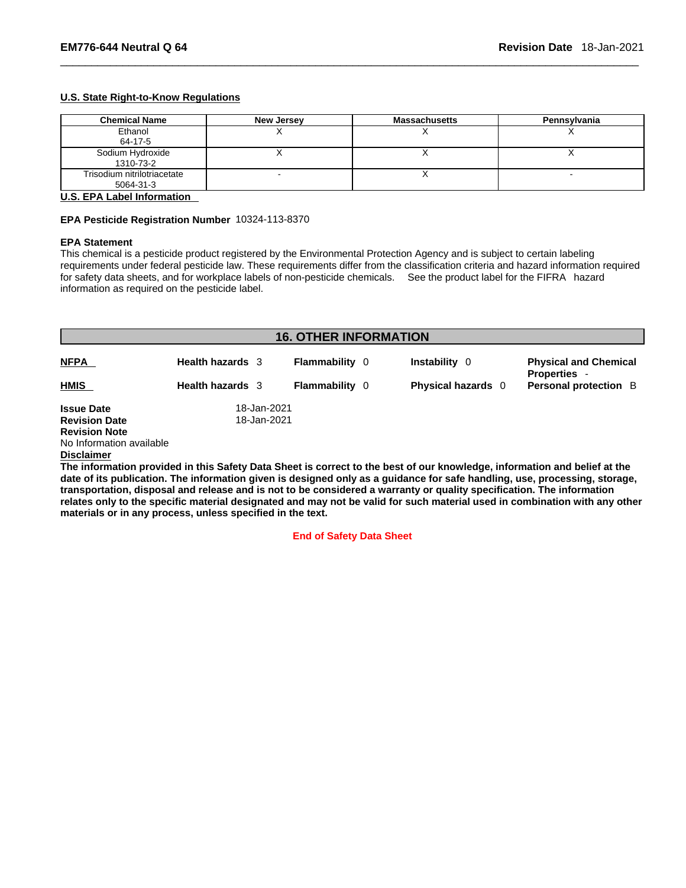### U.S. State Right-to-Know Regulations

| Chemical Name | New Jersey | Massachusetts | Pennsylvania |
|---|---|---|---|
| Ethanol<br>64-17-5 | X | X | X |
| Sodium Hydroxide<br>1310-73-2 | X | X | X |
| Trisodium nitrilotriacetate<br>5064-31-3 | - | X | - |

### U.S. EPA Label Information

**EPA Pesticide Registration Number** 10324-113-8370

**EPA Statement**

This chemical is a pesticide product registered by the Environmental Protection Agency and is subject to certain labeling requirements under federal pesticide law. These requirements differ from the classification criteria and hazard information required for safety data sheets, and for workplace labels of non-pesticide chemicals. See the product label for the FIFRA hazard information as required on the pesticide label.

## 16. OTHER INFORMATION

| | | | | |
|---|---|---|---|---|
| **NFPA** | **Health hazards** 3 | **Flammability** 0 | **Instability** 0 | **Physical and Chemical Properties** - |
| **HMIS** | **Health hazards** 3 | **Flammability** 0 | **Physical hazards** 0 | **Personal protection** B |

**Issue Date** 18-Jan-2021
**Revision Date** 18-Jan-2021
**Revision Note**
No Information available

**Disclaimer**

**The information provided in this Safety Data Sheet is correct to the best of our knowledge, information and belief at the date of its publication. The information given is designed only as a guidance for safe handling, use, processing, storage, transportation, disposal and release and is not to be considered a warranty or quality specification. The information relates only to the specific material designated and may not be valid for such material used in combination with any other materials or in any process, unless specified in the text.**

**End of Safety Data Sheet**